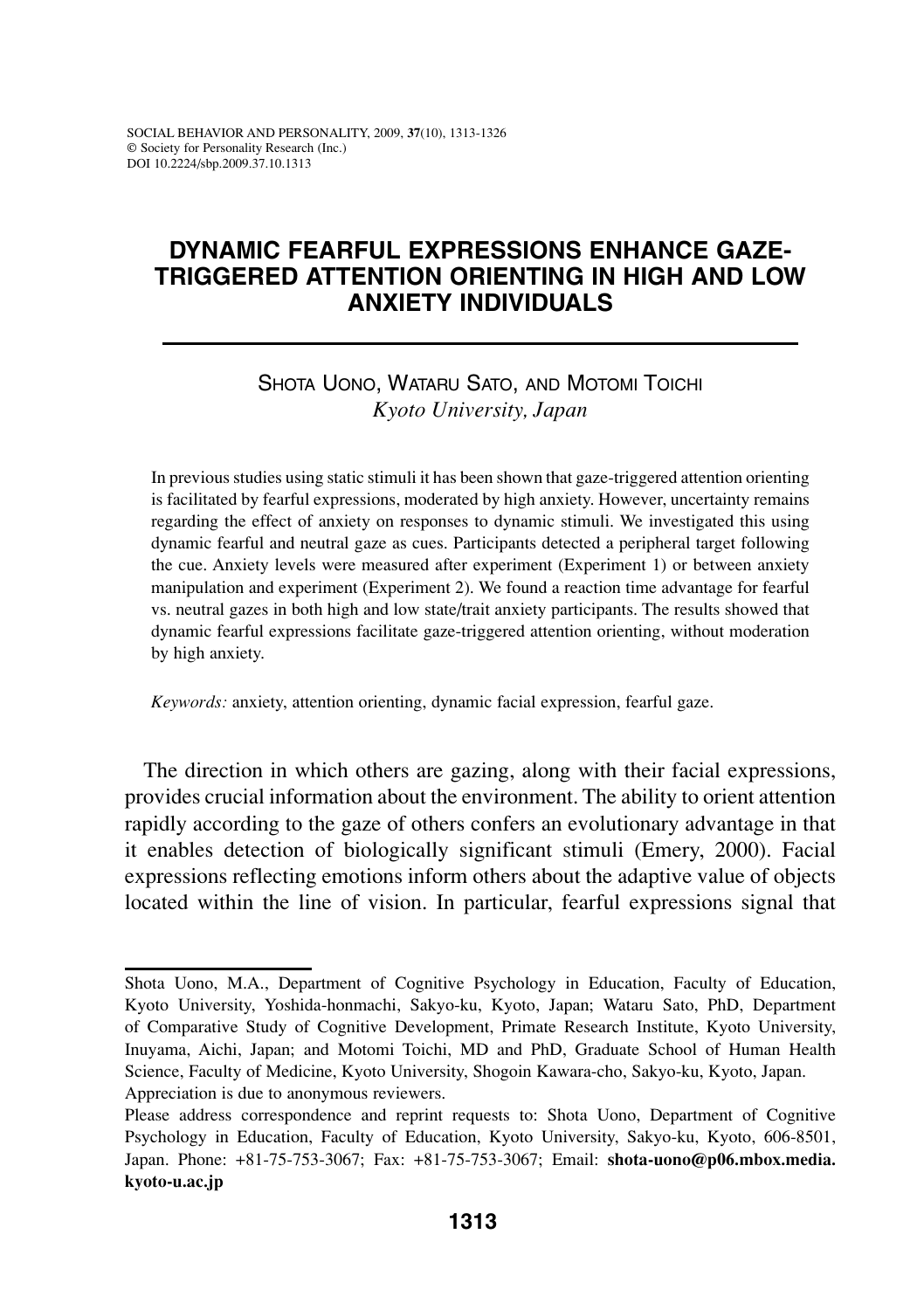# DYNAMIC FEARFUL EXPRESSIONS ENHANCE GAZE-TRIGGERED ATTENTION ORIENTING IN HIGH AND LOW ANXIETY INDIVIDUALS

SHOTA UONO, WATARU SATO, AND MOTOMI TOICHI

*Kyoto University, Japan*

In previous studies using static stimuli it has been shown that gaze-triggered attention orienting is facilitated by fearful expressions, moderated by high anxiety. However, uncertainty remains regarding the effect of anxiety on responses to dynamic stimuli. We investigated this using dynamic fearful and neutral gaze as cues. Participants detected a peripheral target following the cue. Anxiety levels were measured after experiment (Experiment 1) or between anxiety manipulation and experiment (Experiment 2). We found a reaction time advantage for fearful vs. neutral gazes in both high and low state/trait anxiety participants. The results showed that dynamic fearful expressions facilitate gaze-triggered attention orienting, without moderation by high anxiety.

*Keywords:* anxiety, attention orienting, dynamic facial expression, fearful gaze.

The direction in which others are gazing, along with their facial expressions, provides crucial information about the environment. The ability to orient attention rapidly according to the gaze of others confers an evolutionary advantage in that it enables detection of biologically significant stimuli (Emery, 2000). Facial expressions reflecting emotions inform others about the adaptive value of objects located within the line of vision. In particular, fearful expressions signal that

---

Shota Uono, M.A., Department of Cognitive Psychology in Education, Faculty of Education, Kyoto University, Yoshida-honmachi, Sakyo-ku, Kyoto, Japan; Wataru Sato, PhD, Department of Comparative Study of Cognitive Development, Primate Research Institute, Kyoto University, Inuyama, Aichi, Japan; and Motomi Toichi, MD and PhD, Graduate School of Human Health Science, Faculty of Medicine, Kyoto University, Shogoin Kawara-cho, Sakyo-ku, Kyoto, Japan.

Appreciation is due to anonymous reviewers.

Please address correspondence and reprint requests to: Shota Uono, Department of Cognitive Psychology in Education, Faculty of Education, Kyoto University, Sakyo-ku, Kyoto, 606-8501, Japan. Phone: +81-75-753-3067; Fax: +81-75-753-3067; Email: **shota-uono@p06.mbox.media.kyoto-u.ac.jp**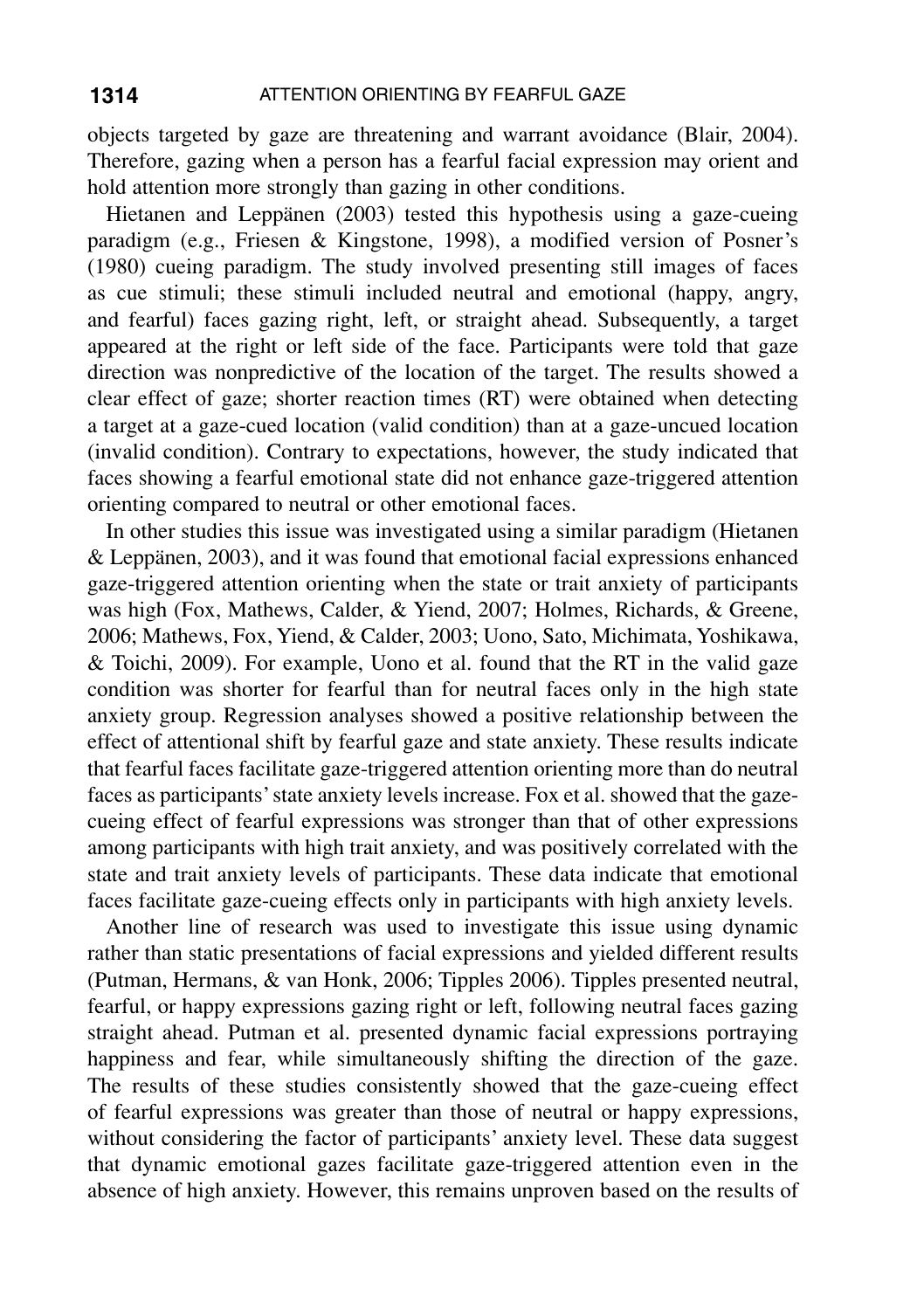objects targeted by gaze are threatening and warrant avoidance (Blair, 2004). Therefore, gazing when a person has a fearful facial expression may orient and hold attention more strongly than gazing in other conditions.

Hietanen and Leppänen (2003) tested this hypothesis using a gaze-cueing paradigm (e.g., Friesen & Kingstone, 1998), a modified version of Posner's (1980) cueing paradigm. The study involved presenting still images of faces as cue stimuli; these stimuli included neutral and emotional (happy, angry, and fearful) faces gazing right, left, or straight ahead. Subsequently, a target appeared at the right or left side of the face. Participants were told that gaze direction was nonpredictive of the location of the target. The results showed a clear effect of gaze; shorter reaction times (RT) were obtained when detecting a target at a gaze-cued location (valid condition) than at a gaze-uncued location (invalid condition). Contrary to expectations, however, the study indicated that faces showing a fearful emotional state did not enhance gaze-triggered attention orienting compared to neutral or other emotional faces.

In other studies this issue was investigated using a similar paradigm (Hietanen & Leppänen, 2003), and it was found that emotional facial expressions enhanced gaze-triggered attention orienting when the state or trait anxiety of participants was high (Fox, Mathews, Calder, & Yiend, 2007; Holmes, Richards, & Greene, 2006; Mathews, Fox, Yiend, & Calder, 2003; Uono, Sato, Michimata, Yoshikawa, & Toichi, 2009). For example, Uono et al. found that the RT in the valid gaze condition was shorter for fearful than for neutral faces only in the high state anxiety group. Regression analyses showed a positive relationship between the effect of attentional shift by fearful gaze and state anxiety. These results indicate that fearful faces facilitate gaze-triggered attention orienting more than do neutral faces as participants' state anxiety levels increase. Fox et al. showed that the gaze-cueing effect of fearful expressions was stronger than that of other expressions among participants with high trait anxiety, and was positively correlated with the state and trait anxiety levels of participants. These data indicate that emotional faces facilitate gaze-cueing effects only in participants with high anxiety levels.

Another line of research was used to investigate this issue using dynamic rather than static presentations of facial expressions and yielded different results (Putman, Hermans, & van Honk, 2006; Tipples 2006). Tipples presented neutral, fearful, or happy expressions gazing right or left, following neutral faces gazing straight ahead. Putman et al. presented dynamic facial expressions portraying happiness and fear, while simultaneously shifting the direction of the gaze. The results of these studies consistently showed that the gaze-cueing effect of fearful expressions was greater than those of neutral or happy expressions, without considering the factor of participants' anxiety level. These data suggest that dynamic emotional gazes facilitate gaze-triggered attention even in the absence of high anxiety. However, this remains unproven based on the results of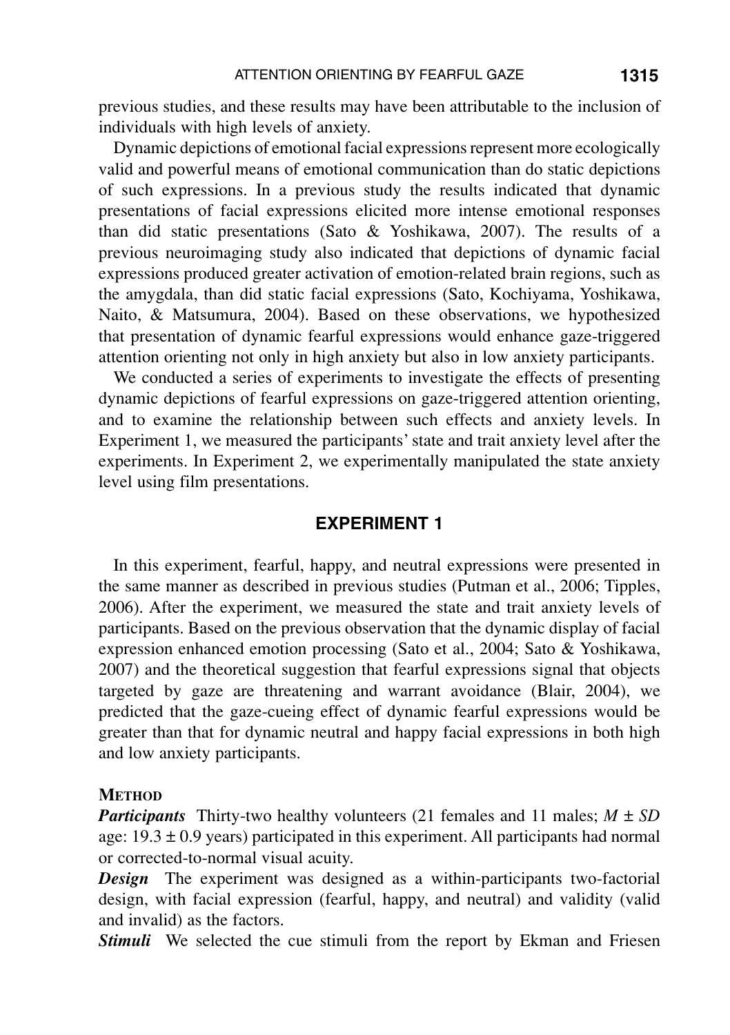previous studies, and these results may have been attributable to the inclusion of individuals with high levels of anxiety.

Dynamic depictions of emotional facial expressions represent more ecologically valid and powerful means of emotional communication than do static depictions of such expressions. In a previous study the results indicated that dynamic presentations of facial expressions elicited more intense emotional responses than did static presentations (Sato & Yoshikawa, 2007). The results of a previous neuroimaging study also indicated that depictions of dynamic facial expressions produced greater activation of emotion-related brain regions, such as the amygdala, than did static facial expressions (Sato, Kochiyama, Yoshikawa, Naito, & Matsumura, 2004). Based on these observations, we hypothesized that presentation of dynamic fearful expressions would enhance gaze-triggered attention orienting not only in high anxiety but also in low anxiety participants.

We conducted a series of experiments to investigate the effects of presenting dynamic depictions of fearful expressions on gaze-triggered attention orienting, and to examine the relationship between such effects and anxiety levels. In Experiment 1, we measured the participants' state and trait anxiety level after the experiments. In Experiment 2, we experimentally manipulated the state anxiety level using film presentations.

## EXPERIMENT 1

In this experiment, fearful, happy, and neutral expressions were presented in the same manner as described in previous studies (Putman et al., 2006; Tipples, 2006). After the experiment, we measured the state and trait anxiety levels of participants. Based on the previous observation that the dynamic display of facial expression enhanced emotion processing (Sato et al., 2004; Sato & Yoshikawa, 2007) and the theoretical suggestion that fearful expressions signal that objects targeted by gaze are threatening and warrant avoidance (Blair, 2004), we predicted that the gaze-cueing effect of dynamic fearful expressions would be greater than that for dynamic neutral and happy facial expressions in both high and low anxiety participants.

### METHOD

***Participants*** Thirty-two healthy volunteers (21 females and 11 males; $M \pm SD$ age: $19.3 \pm 0.9$ years) participated in this experiment. All participants had normal or corrected-to-normal visual acuity.

***Design*** The experiment was designed as a within-participants two-factorial design, with facial expression (fearful, happy, and neutral) and validity (valid and invalid) as the factors.

***Stimuli*** We selected the cue stimuli from the report by Ekman and Friesen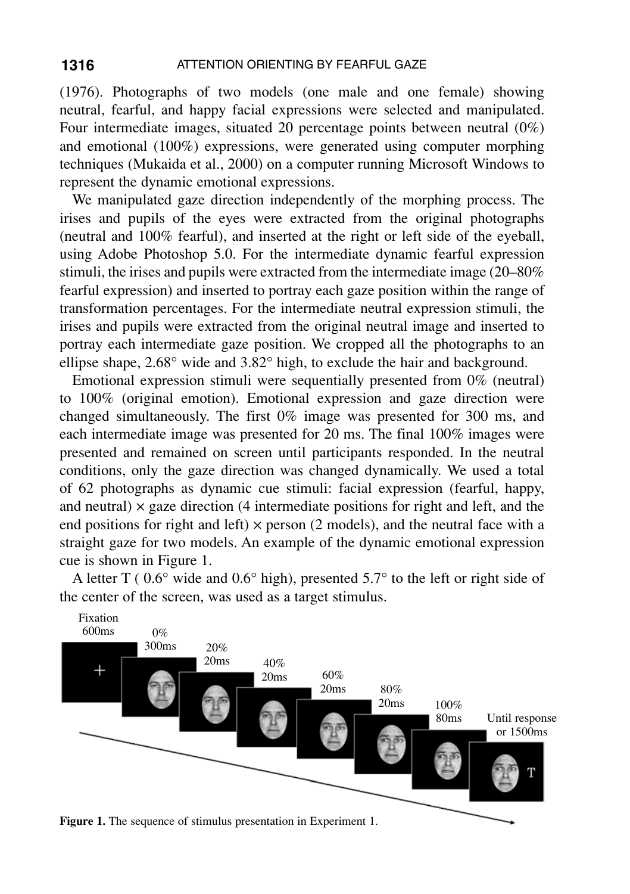(1976). Photographs of two models (one male and one female) showing neutral, fearful, and happy facial expressions were selected and manipulated. Four intermediate images, situated 20 percentage points between neutral (0%) and emotional (100%) expressions, were generated using computer morphing techniques (Mukaida et al., 2000) on a computer running Microsoft Windows to represent the dynamic emotional expressions.

We manipulated gaze direction independently of the morphing process. The irises and pupils of the eyes were extracted from the original photographs (neutral and 100% fearful), and inserted at the right or left side of the eyeball, using Adobe Photoshop 5.0. For the intermediate dynamic fearful expression stimuli, the irises and pupils were extracted from the intermediate image (20–80% fearful expression) and inserted to portray each gaze position within the range of transformation percentages. For the intermediate neutral expression stimuli, the irises and pupils were extracted from the original neutral image and inserted to portray each intermediate gaze position. We cropped all the photographs to an ellipse shape, 2.68° wide and 3.82° high, to exclude the hair and background.

Emotional expression stimuli were sequentially presented from 0% (neutral) to 100% (original emotion). Emotional expression and gaze direction were changed simultaneously. The first 0% image was presented for 300 ms, and each intermediate image was presented for 20 ms. The final 100% images were presented and remained on screen until participants responded. In the neutral conditions, only the gaze direction was changed dynamically. We used a total of 62 photographs as dynamic cue stimuli: facial expression (fearful, happy, and neutral) × gaze direction (4 intermediate positions for right and left, and the end positions for right and left) × person (2 models), and the neutral face with a straight gaze for two models. An example of the dynamic emotional expression cue is shown in Figure 1.

A letter T ( 0.6° wide and 0.6° high), presented 5.7° to the left or right side of the center of the screen, was used as a target stimulus.

Fixation 600ms — 0% 300ms — 20% 20ms — 40% 20ms — 60% 20ms — 80% 20ms — 100% 80ms — Until response or 1500ms

**Figure 1.** The sequence of stimulus presentation in Experiment 1.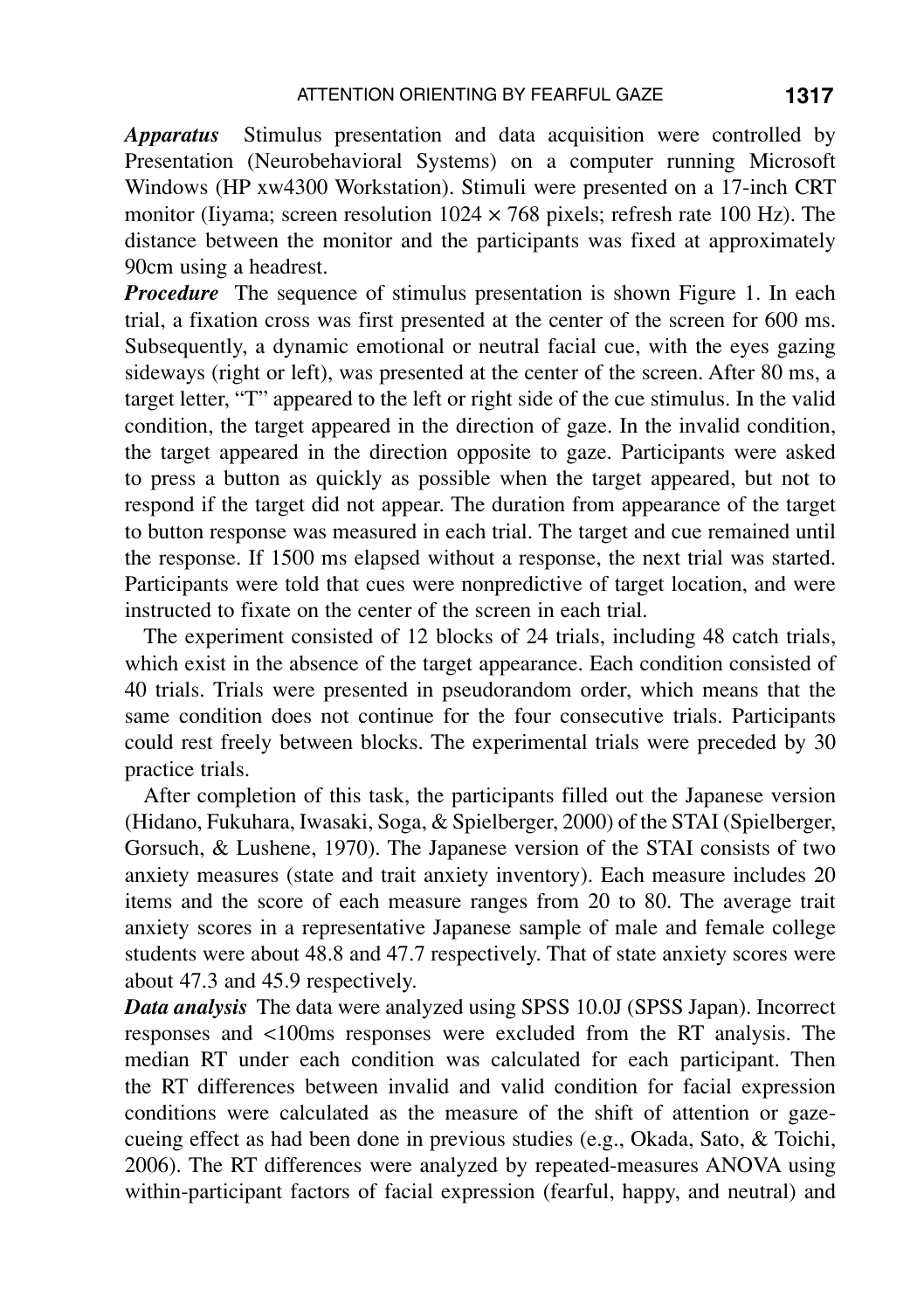***Apparatus*** Stimulus presentation and data acquisition were controlled by Presentation (Neurobehavioral Systems) on a computer running Microsoft Windows (HP xw4300 Workstation). Stimuli were presented on a 17-inch CRT monitor (Iiyama; screen resolution $1024 \times 768$ pixels; refresh rate 100 Hz). The distance between the monitor and the participants was fixed at approximately 90cm using a headrest.

***Procedure*** The sequence of stimulus presentation is shown Figure 1. In each trial, a fixation cross was first presented at the center of the screen for 600 ms. Subsequently, a dynamic emotional or neutral facial cue, with the eyes gazing sideways (right or left), was presented at the center of the screen. After 80 ms, a target letter, "T" appeared to the left or right side of the cue stimulus. In the valid condition, the target appeared in the direction of gaze. In the invalid condition, the target appeared in the direction opposite to gaze. Participants were asked to press a button as quickly as possible when the target appeared, but not to respond if the target did not appear. The duration from appearance of the target to button response was measured in each trial. The target and cue remained until the response. If 1500 ms elapsed without a response, the next trial was started. Participants were told that cues were nonpredictive of target location, and were instructed to fixate on the center of the screen in each trial.

The experiment consisted of 12 blocks of 24 trials, including 48 catch trials, which exist in the absence of the target appearance. Each condition consisted of 40 trials. Trials were presented in pseudorandom order, which means that the same condition does not continue for the four consecutive trials. Participants could rest freely between blocks. The experimental trials were preceded by 30 practice trials.

After completion of this task, the participants filled out the Japanese version (Hidano, Fukuhara, Iwasaki, Soga, & Spielberger, 2000) of the STAI (Spielberger, Gorsuch, & Lushene, 1970). The Japanese version of the STAI consists of two anxiety measures (state and trait anxiety inventory). Each measure includes 20 items and the score of each measure ranges from 20 to 80. The average trait anxiety scores in a representative Japanese sample of male and female college students were about 48.8 and 47.7 respectively. That of state anxiety scores were about 47.3 and 45.9 respectively.

***Data analysis*** The data were analyzed using SPSS 10.0J (SPSS Japan). Incorrect responses and <100ms responses were excluded from the RT analysis. The median RT under each condition was calculated for each participant. Then the RT differences between invalid and valid condition for facial expression conditions were calculated as the measure of the shift of attention or gaze-cueing effect as had been done in previous studies (e.g., Okada, Sato, & Toichi, 2006). The RT differences were analyzed by repeated-measures ANOVA using within-participant factors of facial expression (fearful, happy, and neutral) and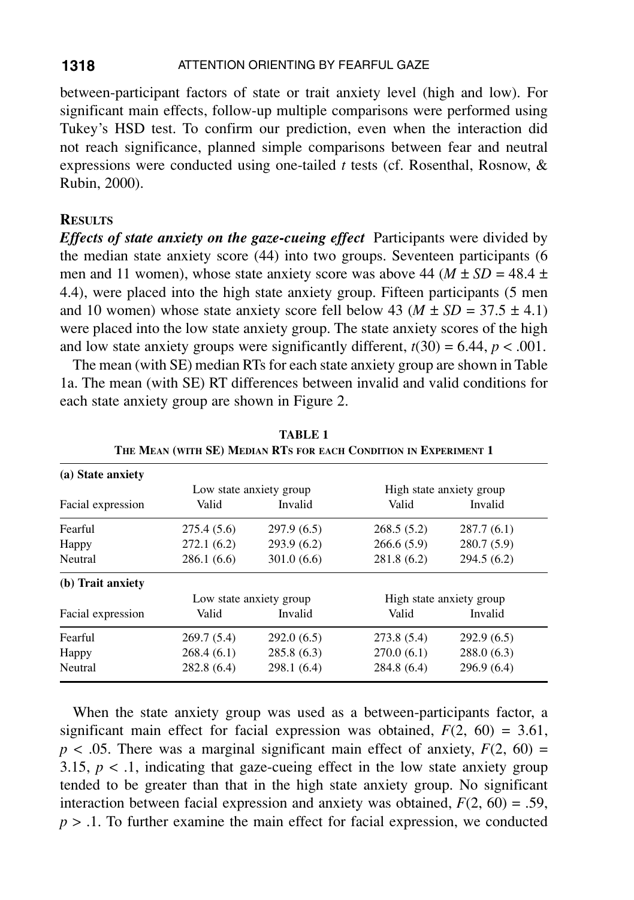between-participant factors of state or trait anxiety level (high and low). For significant main effects, follow-up multiple comparisons were performed using Tukey's HSD test. To confirm our prediction, even when the interaction did not reach significance, planned simple comparisons between fear and neutral expressions were conducted using one-tailed *t* tests (cf. Rosenthal, Rosnow, & Rubin, 2000).

## RESULTS

***Effects of state anxiety on the gaze-cueing effect*** Participants were divided by the median state anxiety score (44) into two groups. Seventeen participants (6 men and 11 women), whose state anxiety score was above 44 ($M \pm SD = 48.4 \pm 4.4$), were placed into the high state anxiety group. Fifteen participants (5 men and 10 women) whose state anxiety score fell below 43 ($M \pm SD = 37.5 \pm 4.1$) were placed into the low state anxiety group. The state anxiety scores of the high and low state anxiety groups were significantly different, $t(30) = 6.44$, $p < .001$.

The mean (with SE) median RTs for each state anxiety group are shown in Table 1a. The mean (with SE) RT differences between invalid and valid conditions for each state anxiety group are shown in Figure 2.

**TABLE 1**
**THE MEAN (WITH SE) MEDIAN RTS FOR EACH CONDITION IN EXPERIMENT 1**

| **(a) State anxiety** | | | | |
|---|---|---|---|---|
| | Low state anxiety group | | High state anxiety group | |
| Facial expression | Valid | Invalid | Valid | Invalid |
| Fearful | 275.4 (5.6) | 297.9 (6.5) | 268.5 (5.2) | 287.7 (6.1) |
| Happy | 272.1 (6.2) | 293.9 (6.2) | 266.6 (5.9) | 280.7 (5.9) |
| Neutral | 286.1 (6.6) | 301.0 (6.6) | 281.8 (6.2) | 294.5 (6.2) |
| **(b) Trait anxiety** | | | | |
| | Low state anxiety group | | High state anxiety group | |
| Facial expression | Valid | Invalid | Valid | Invalid |
| Fearful | 269.7 (5.4) | 292.0 (6.5) | 273.8 (5.4) | 292.9 (6.5) |
| Happy | 268.4 (6.1) | 285.8 (6.3) | 270.0 (6.1) | 288.0 (6.3) |
| Neutral | 282.8 (6.4) | 298.1 (6.4) | 284.8 (6.4) | 296.9 (6.4) |

When the state anxiety group was used as a between-participants factor, a significant main effect for facial expression was obtained, $F(2, 60) = 3.61$, $p < .05$. There was a marginal significant main effect of anxiety, $F(2, 60) = 3.15$, $p < .1$, indicating that gaze-cueing effect in the low state anxiety group tended to be greater than that in the high state anxiety group. No significant interaction between facial expression and anxiety was obtained, $F(2, 60) = .59$, $p > .1$. To further examine the main effect for facial expression, we conducted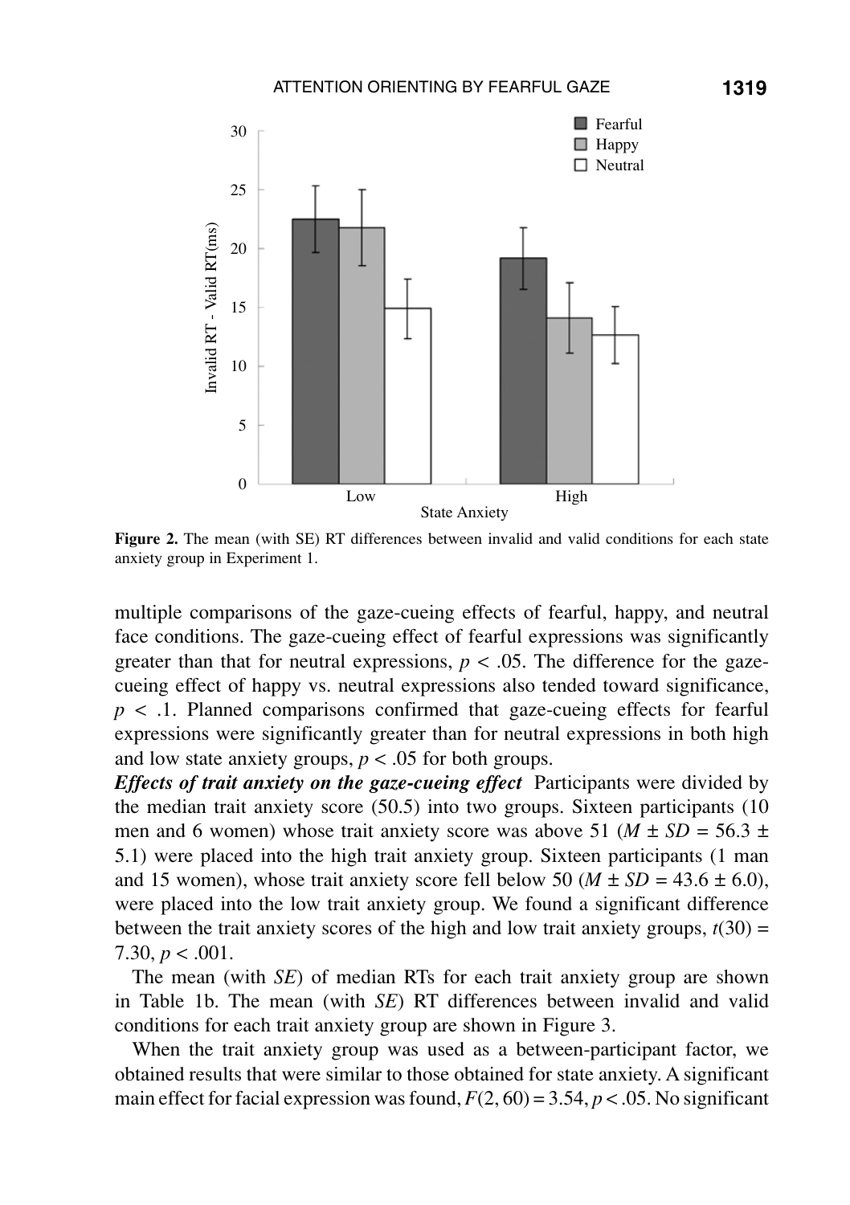Figure 2. The mean (with SE) RT differences between invalid and valid conditions for each state anxiety group in Experiment 1.

multiple comparisons of the gaze-cueing effects of fearful, happy, and neutral face conditions. The gaze-cueing effect of fearful expressions was significantly greater than that for neutral expressions, $p < .05$. The difference for the gaze-cueing effect of happy vs. neutral expressions also tended toward significance, $p < .1$. Planned comparisons confirmed that gaze-cueing effects for fearful expressions were significantly greater than for neutral expressions in both high and low state anxiety groups, $p < .05$ for both groups.

***Effects of trait anxiety on the gaze-cueing effect*** Participants were divided by the median trait anxiety score (50.5) into two groups. Sixteen participants (10 men and 6 women) whose trait anxiety score was above 51 ($M \pm SD = 56.3 \pm 5.1$) were placed into the high trait anxiety group. Sixteen participants (1 man and 15 women), whose trait anxiety score fell below 50 ($M \pm SD = 43.6 \pm 6.0$), were placed into the low trait anxiety group. We found a significant difference between the trait anxiety scores of the high and low trait anxiety groups, $t(30) = 7.30$, $p < .001$.

The mean (with *SE*) of median RTs for each trait anxiety group are shown in Table 1b. The mean (with *SE*) RT differences between invalid and valid conditions for each trait anxiety group are shown in Figure 3.

When the trait anxiety group was used as a between-participant factor, we obtained results that were similar to those obtained for state anxiety. A significant main effect for facial expression was found, $F(2, 60) = 3.54$, $p < .05$. No significant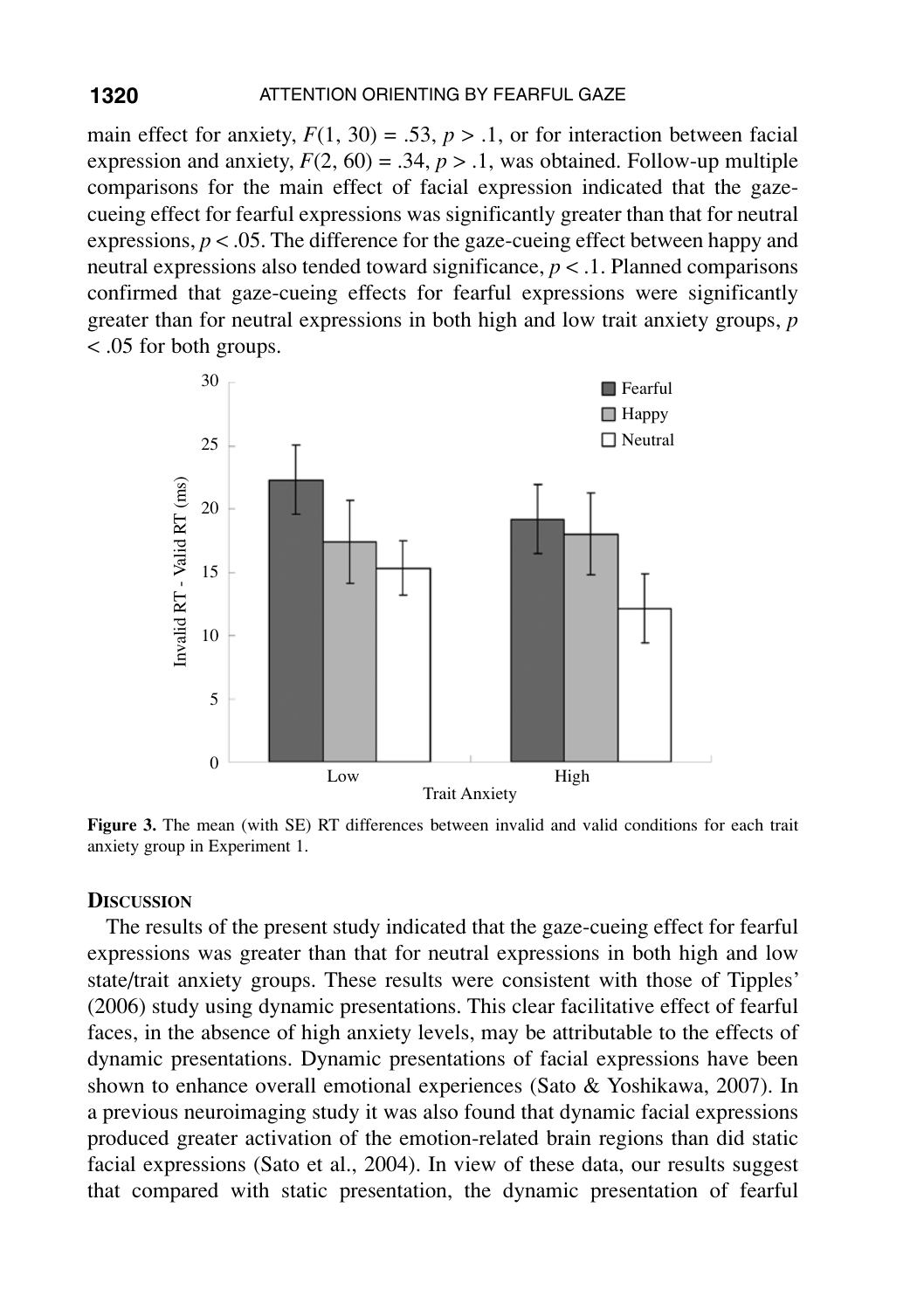main effect for anxiety, $F(1, 30) = .53$, $p > .1$, or for interaction between facial expression and anxiety, $F(2, 60) = .34$, $p > .1$, was obtained. Follow-up multiple comparisons for the main effect of facial expression indicated that the gaze-cueing effect for fearful expressions was significantly greater than that for neutral expressions, $p < .05$. The difference for the gaze-cueing effect between happy and neutral expressions also tended toward significance, $p < .1$. Planned comparisons confirmed that gaze-cueing effects for fearful expressions were significantly greater than for neutral expressions in both high and low trait anxiety groups, $p < .05$ for both groups.

**Figure 3.** The mean (with SE) RT differences between invalid and valid conditions for each trait anxiety group in Experiment 1.

## Discussion

The results of the present study indicated that the gaze-cueing effect for fearful expressions was greater than that for neutral expressions in both high and low state/trait anxiety groups. These results were consistent with those of Tipples' (2006) study using dynamic presentations. This clear facilitative effect of fearful faces, in the absence of high anxiety levels, may be attributable to the effects of dynamic presentations. Dynamic presentations of facial expressions have been shown to enhance overall emotional experiences (Sato & Yoshikawa, 2007). In a previous neuroimaging study it was also found that dynamic facial expressions produced greater activation of the emotion-related brain regions than did static facial expressions (Sato et al., 2004). In view of these data, our results suggest that compared with static presentation, the dynamic presentation of fearful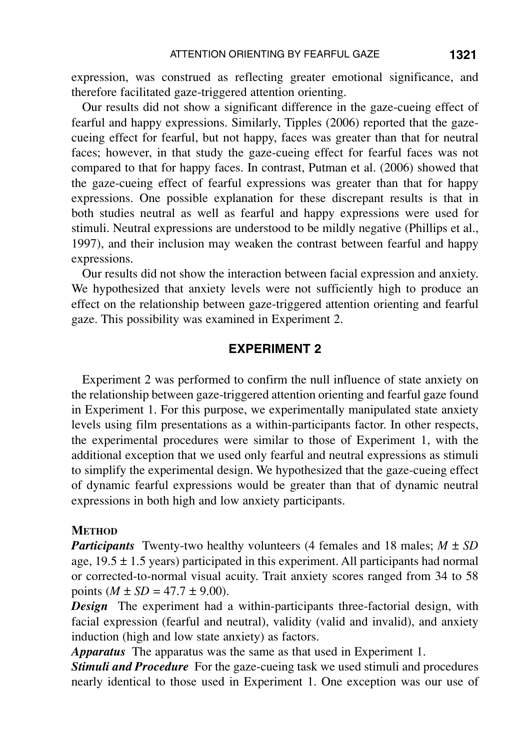expression, was construed as reflecting greater emotional significance, and therefore facilitated gaze-triggered attention orienting.

Our results did not show a significant difference in the gaze-cueing effect of fearful and happy expressions. Similarly, Tipples (2006) reported that the gaze-cueing effect for fearful, but not happy, faces was greater than that for neutral faces; however, in that study the gaze-cueing effect for fearful faces was not compared to that for happy faces. In contrast, Putman et al. (2006) showed that the gaze-cueing effect of fearful expressions was greater than that for happy expressions. One possible explanation for these discrepant results is that in both studies neutral as well as fearful and happy expressions were used for stimuli. Neutral expressions are understood to be mildly negative (Phillips et al., 1997), and their inclusion may weaken the contrast between fearful and happy expressions.

Our results did not show the interaction between facial expression and anxiety. We hypothesized that anxiety levels were not sufficiently high to produce an effect on the relationship between gaze-triggered attention orienting and fearful gaze. This possibility was examined in Experiment 2.

## EXPERIMENT 2

Experiment 2 was performed to confirm the null influence of state anxiety on the relationship between gaze-triggered attention orienting and fearful gaze found in Experiment 1. For this purpose, we experimentally manipulated state anxiety levels using film presentations as a within-participants factor. In other respects, the experimental procedures were similar to those of Experiment 1, with the additional exception that we used only fearful and neutral expressions as stimuli to simplify the experimental design. We hypothesized that the gaze-cueing effect of dynamic fearful expressions would be greater than that of dynamic neutral expressions in both high and low anxiety participants.

### METHOD

***Participants*** Twenty-two healthy volunteers (4 females and 18 males; $M \pm SD$ age, $19.5 \pm 1.5$ years) participated in this experiment. All participants had normal or corrected-to-normal visual acuity. Trait anxiety scores ranged from 34 to 58 points ($M \pm SD = 47.7 \pm 9.00$).

***Design*** The experiment had a within-participants three-factorial design, with facial expression (fearful and neutral), validity (valid and invalid), and anxiety induction (high and low state anxiety) as factors.

***Apparatus*** The apparatus was the same as that used in Experiment 1.

***Stimuli and Procedure*** For the gaze-cueing task we used stimuli and procedures nearly identical to those used in Experiment 1. One exception was our use of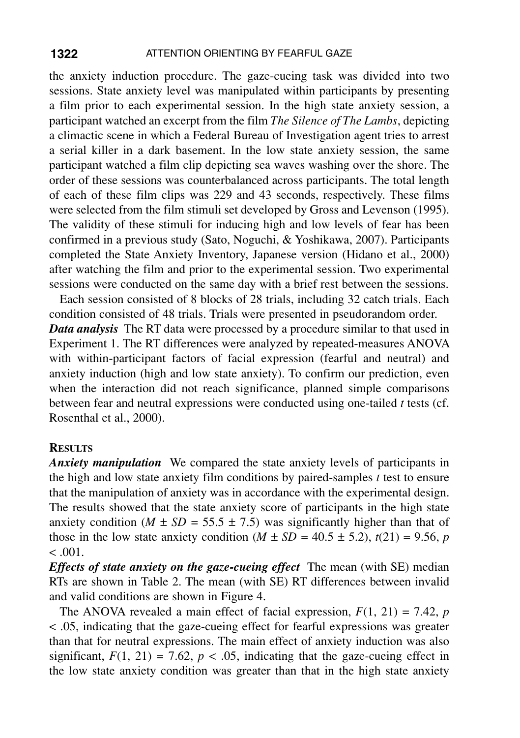the anxiety induction procedure. The gaze-cueing task was divided into two sessions. State anxiety level was manipulated within participants by presenting a film prior to each experimental session. In the high state anxiety session, a participant watched an excerpt from the film *The Silence of The Lambs*, depicting a climactic scene in which a Federal Bureau of Investigation agent tries to arrest a serial killer in a dark basement. In the low state anxiety session, the same participant watched a film clip depicting sea waves washing over the shore. The order of these sessions was counterbalanced across participants. The total length of each of these film clips was 229 and 43 seconds, respectively. These films were selected from the film stimuli set developed by Gross and Levenson (1995). The validity of these stimuli for inducing high and low levels of fear has been confirmed in a previous study (Sato, Noguchi, & Yoshikawa, 2007). Participants completed the State Anxiety Inventory, Japanese version (Hidano et al., 2000) after watching the film and prior to the experimental session. Two experimental sessions were conducted on the same day with a brief rest between the sessions.

Each session consisted of 8 blocks of 28 trials, including 32 catch trials. Each condition consisted of 48 trials. Trials were presented in pseudorandom order.

***Data analysis*** The RT data were processed by a procedure similar to that used in Experiment 1. The RT differences were analyzed by repeated-measures ANOVA with within-participant factors of facial expression (fearful and neutral) and anxiety induction (high and low state anxiety). To confirm our prediction, even when the interaction did not reach significance, planned simple comparisons between fear and neutral expressions were conducted using one-tailed $t$ tests (cf. Rosenthal et al., 2000).

## RESULTS

***Anxiety manipulation*** We compared the state anxiety levels of participants in the high and low state anxiety film conditions by paired-samples $t$ test to ensure that the manipulation of anxiety was in accordance with the experimental design. The results showed that the state anxiety score of participants in the high state anxiety condition ($M \pm SD = 55.5 \pm 7.5$) was significantly higher than that of those in the low state anxiety condition ($M \pm SD = 40.5 \pm 5.2$), $t(21) = 9.56$, $p < .001$.

***Effects of state anxiety on the gaze-cueing effect*** The mean (with SE) median RTs are shown in Table 2. The mean (with SE) RT differences between invalid and valid conditions are shown in Figure 4.

The ANOVA revealed a main effect of facial expression, $F(1, 21) = 7.42$, $p < .05$, indicating that the gaze-cueing effect for fearful expressions was greater than that for neutral expressions. The main effect of anxiety induction was also significant, $F(1, 21) = 7.62$, $p < .05$, indicating that the gaze-cueing effect in the low state anxiety condition was greater than that in the high state anxiety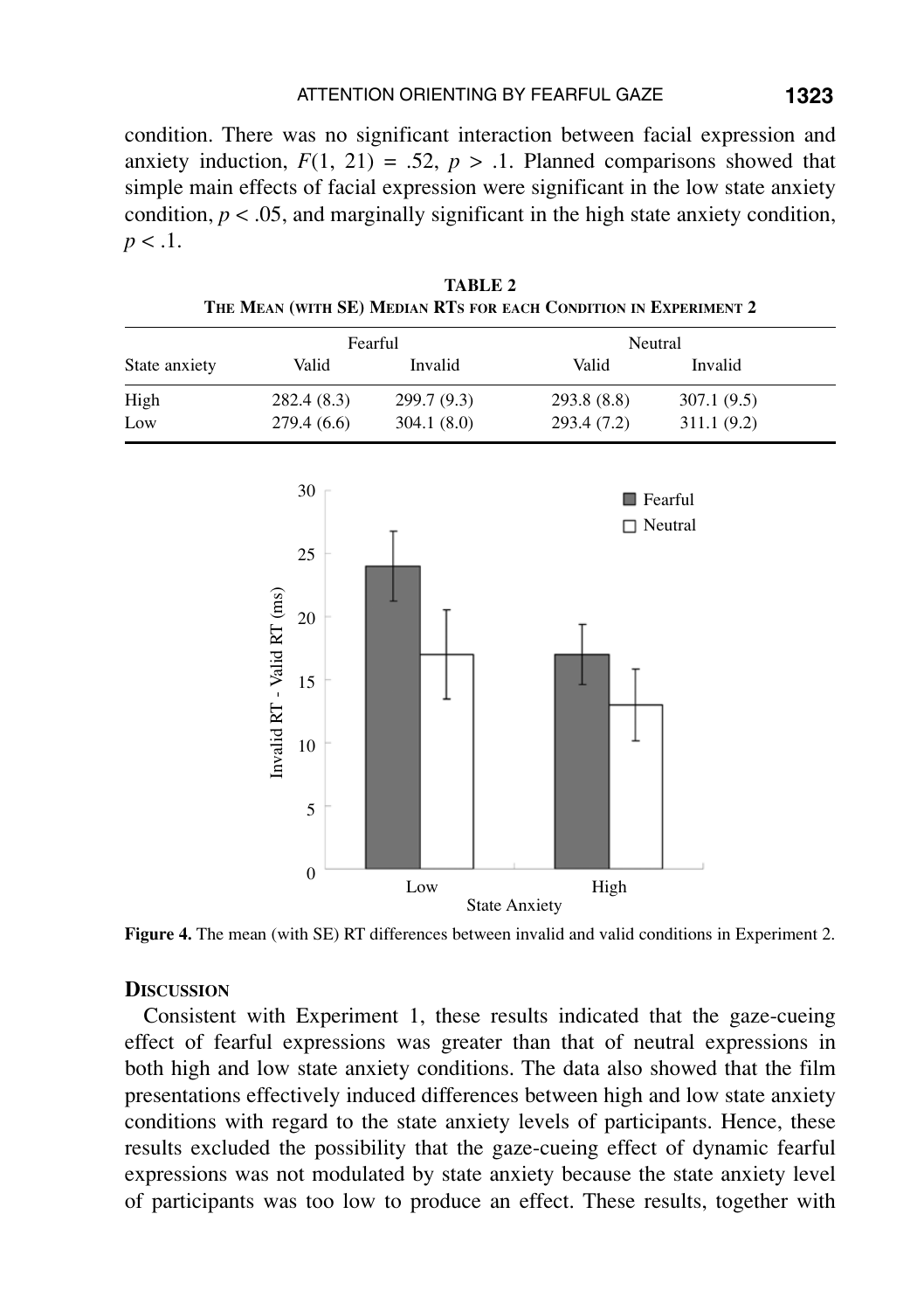condition. There was no significant interaction between facial expression and anxiety induction, $F(1, 21) = .52$, $p > .1$. Planned comparisons showed that simple main effects of facial expression were significant in the low state anxiety condition, $p < .05$, and marginally significant in the high state anxiety condition, $p < .1$.

**TABLE 2**
**THE MEAN (WITH SE) MEDIAN RTS FOR EACH CONDITION IN EXPERIMENT 2**

| State anxiety | Fearful | | Neutral | |
|---|---|---|---|---|
| | Valid | Invalid | Valid | Invalid |
| High | 282.4 (8.3) | 299.7 (9.3) | 293.8 (8.8) | 307.1 (9.5) |
| Low | 279.4 (6.6) | 304.1 (8.0) | 293.4 (7.2) | 311.1 (9.2) |

**Figure 4.** The mean (with SE) RT differences between invalid and valid conditions in Experiment 2.

### DISCUSSION

Consistent with Experiment 1, these results indicated that the gaze-cueing effect of fearful expressions was greater than that of neutral expressions in both high and low state anxiety conditions. The data also showed that the film presentations effectively induced differences between high and low state anxiety conditions with regard to the state anxiety levels of participants. Hence, these results excluded the possibility that the gaze-cueing effect of dynamic fearful expressions was not modulated by state anxiety because the state anxiety level of participants was too low to produce an effect. These results, together with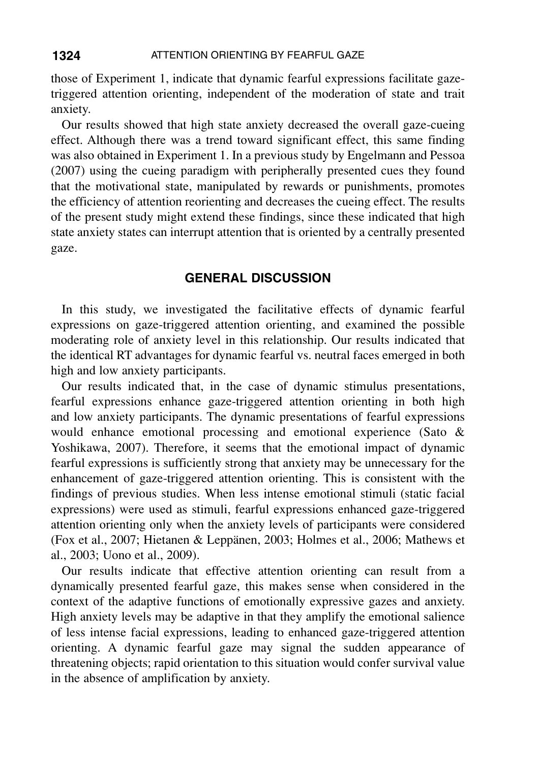those of Experiment 1, indicate that dynamic fearful expressions facilitate gaze-triggered attention orienting, independent of the moderation of state and trait anxiety.

Our results showed that high state anxiety decreased the overall gaze-cueing effect. Although there was a trend toward significant effect, this same finding was also obtained in Experiment 1. In a previous study by Engelmann and Pessoa (2007) using the cueing paradigm with peripherally presented cues they found that the motivational state, manipulated by rewards or punishments, promotes the efficiency of attention reorienting and decreases the cueing effect. The results of the present study might extend these findings, since these indicated that high state anxiety states can interrupt attention that is oriented by a centrally presented gaze.

## GENERAL DISCUSSION

In this study, we investigated the facilitative effects of dynamic fearful expressions on gaze-triggered attention orienting, and examined the possible moderating role of anxiety level in this relationship. Our results indicated that the identical RT advantages for dynamic fearful vs. neutral faces emerged in both high and low anxiety participants.

Our results indicated that, in the case of dynamic stimulus presentations, fearful expressions enhance gaze-triggered attention orienting in both high and low anxiety participants. The dynamic presentations of fearful expressions would enhance emotional processing and emotional experience (Sato & Yoshikawa, 2007). Therefore, it seems that the emotional impact of dynamic fearful expressions is sufficiently strong that anxiety may be unnecessary for the enhancement of gaze-triggered attention orienting. This is consistent with the findings of previous studies. When less intense emotional stimuli (static facial expressions) were used as stimuli, fearful expressions enhanced gaze-triggered attention orienting only when the anxiety levels of participants were considered (Fox et al., 2007; Hietanen & Leppänen, 2003; Holmes et al., 2006; Mathews et al., 2003; Uono et al., 2009).

Our results indicate that effective attention orienting can result from a dynamically presented fearful gaze, this makes sense when considered in the context of the adaptive functions of emotionally expressive gazes and anxiety. High anxiety levels may be adaptive in that they amplify the emotional salience of less intense facial expressions, leading to enhanced gaze-triggered attention orienting. A dynamic fearful gaze may signal the sudden appearance of threatening objects; rapid orientation to this situation would confer survival value in the absence of amplification by anxiety.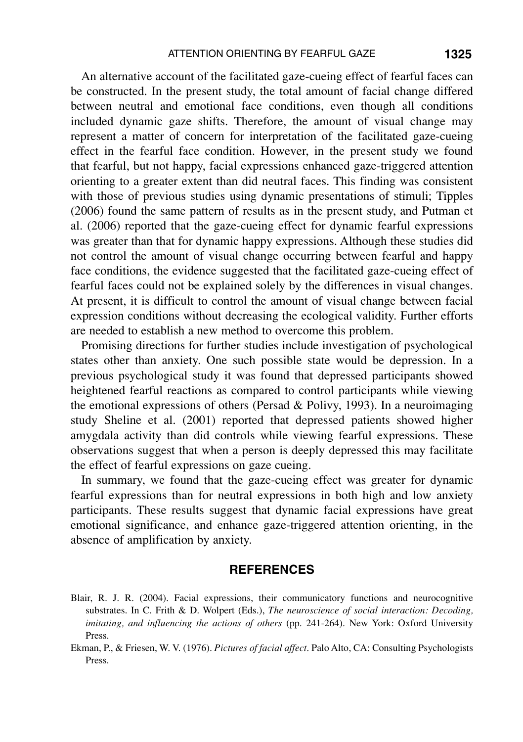An alternative account of the facilitated gaze-cueing effect of fearful faces can be constructed. In the present study, the total amount of facial change differed between neutral and emotional face conditions, even though all conditions included dynamic gaze shifts. Therefore, the amount of visual change may represent a matter of concern for interpretation of the facilitated gaze-cueing effect in the fearful face condition. However, in the present study we found that fearful, but not happy, facial expressions enhanced gaze-triggered attention orienting to a greater extent than did neutral faces. This finding was consistent with those of previous studies using dynamic presentations of stimuli; Tipples (2006) found the same pattern of results as in the present study, and Putman et al. (2006) reported that the gaze-cueing effect for dynamic fearful expressions was greater than that for dynamic happy expressions. Although these studies did not control the amount of visual change occurring between fearful and happy face conditions, the evidence suggested that the facilitated gaze-cueing effect of fearful faces could not be explained solely by the differences in visual changes. At present, it is difficult to control the amount of visual change between facial expression conditions without decreasing the ecological validity. Further efforts are needed to establish a new method to overcome this problem.

Promising directions for further studies include investigation of psychological states other than anxiety. One such possible state would be depression. In a previous psychological study it was found that depressed participants showed heightened fearful reactions as compared to control participants while viewing the emotional expressions of others (Persad & Polivy, 1993). In a neuroimaging study Sheline et al. (2001) reported that depressed patients showed higher amygdala activity than did controls while viewing fearful expressions. These observations suggest that when a person is deeply depressed this may facilitate the effect of fearful expressions on gaze cueing.

In summary, we found that the gaze-cueing effect was greater for dynamic fearful expressions than for neutral expressions in both high and low anxiety participants. These results suggest that dynamic facial expressions have great emotional significance, and enhance gaze-triggered attention orienting, in the absence of amplification by anxiety.

## REFERENCES

Blair, R. J. R. (2004). Facial expressions, their communicatory functions and neurocognitive substrates. In C. Frith & D. Wolpert (Eds.), *The neuroscience of social interaction: Decoding, imitating, and influencing the actions of others* (pp. 241-264). New York: Oxford University Press.

Ekman, P., & Friesen, W. V. (1976). *Pictures of facial affect*. Palo Alto, CA: Consulting Psychologists Press.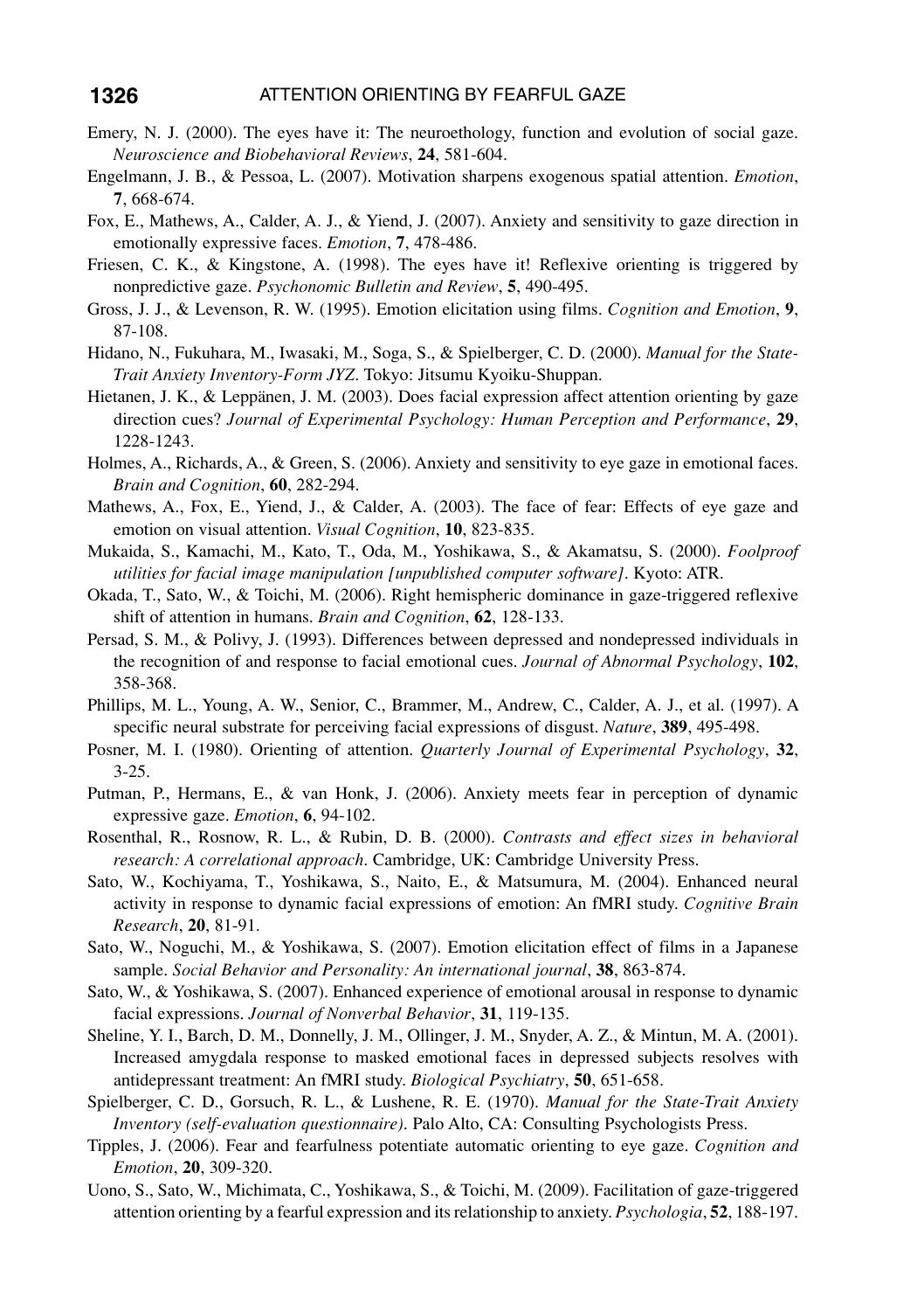Emery, N. J. (2000). The eyes have it: The neuroethology, function and evolution of social gaze. *Neuroscience and Biobehavioral Reviews*, **24**, 581-604.

Engelmann, J. B., & Pessoa, L. (2007). Motivation sharpens exogenous spatial attention. *Emotion*, **7**, 668-674.

Fox, E., Mathews, A., Calder, A. J., & Yiend, J. (2007). Anxiety and sensitivity to gaze direction in emotionally expressive faces. *Emotion*, **7**, 478-486.

Friesen, C. K., & Kingstone, A. (1998). The eyes have it! Reflexive orienting is triggered by nonpredictive gaze. *Psychonomic Bulletin and Review*, **5**, 490-495.

Gross, J. J., & Levenson, R. W. (1995). Emotion elicitation using films. *Cognition and Emotion*, **9**, 87-108.

Hidano, N., Fukuhara, M., Iwasaki, M., Soga, S., & Spielberger, C. D. (2000). *Manual for the State-Trait Anxiety Inventory-Form JYZ*. Tokyo: Jitsumu Kyoiku-Shuppan.

Hietanen, J. K., & Leppänen, J. M. (2003). Does facial expression affect attention orienting by gaze direction cues? *Journal of Experimental Psychology: Human Perception and Performance*, **29**, 1228-1243.

Holmes, A., Richards, A., & Green, S. (2006). Anxiety and sensitivity to eye gaze in emotional faces. *Brain and Cognition*, **60**, 282-294.

Mathews, A., Fox, E., Yiend, J., & Calder, A. (2003). The face of fear: Effects of eye gaze and emotion on visual attention. *Visual Cognition*, **10**, 823-835.

Mukaida, S., Kamachi, M., Kato, T., Oda, M., Yoshikawa, S., & Akamatsu, S. (2000). *Foolproof utilities for facial image manipulation [unpublished computer software]*. Kyoto: ATR.

Okada, T., Sato, W., & Toichi, M. (2006). Right hemispheric dominance in gaze-triggered reflexive shift of attention in humans. *Brain and Cognition*, **62**, 128-133.

Persad, S. M., & Polivy, J. (1993). Differences between depressed and nondepressed individuals in the recognition of and response to facial emotional cues. *Journal of Abnormal Psychology*, **102**, 358-368.

Phillips, M. L., Young, A. W., Senior, C., Brammer, M., Andrew, C., Calder, A. J., et al. (1997). A specific neural substrate for perceiving facial expressions of disgust. *Nature*, **389**, 495-498.

Posner, M. I. (1980). Orienting of attention. *Quarterly Journal of Experimental Psychology*, **32**, 3-25.

Putman, P., Hermans, E., & van Honk, J. (2006). Anxiety meets fear in perception of dynamic expressive gaze. *Emotion*, **6**, 94-102.

Rosenthal, R., Rosnow, R. L., & Rubin, D. B. (2000). *Contrasts and effect sizes in behavioral research: A correlational approach*. Cambridge, UK: Cambridge University Press.

Sato, W., Kochiyama, T., Yoshikawa, S., Naito, E., & Matsumura, M. (2004). Enhanced neural activity in response to dynamic facial expressions of emotion: An fMRI study. *Cognitive Brain Research*, **20**, 81-91.

Sato, W., Noguchi, M., & Yoshikawa, S. (2007). Emotion elicitation effect of films in a Japanese sample. *Social Behavior and Personality: An international journal*, **38**, 863-874.

Sato, W., & Yoshikawa, S. (2007). Enhanced experience of emotional arousal in response to dynamic facial expressions. *Journal of Nonverbal Behavior*, **31**, 119-135.

Sheline, Y. I., Barch, D. M., Donnelly, J. M., Ollinger, J. M., Snyder, A. Z., & Mintun, M. A. (2001). Increased amygdala response to masked emotional faces in depressed subjects resolves with antidepressant treatment: An fMRI study. *Biological Psychiatry*, **50**, 651-658.

Spielberger, C. D., Gorsuch, R. L., & Lushene, R. E. (1970). *Manual for the State-Trait Anxiety Inventory (self-evaluation questionnaire)*. Palo Alto, CA: Consulting Psychologists Press.

Tipples, J. (2006). Fear and fearfulness potentiate automatic orienting to eye gaze. *Cognition and Emotion*, **20**, 309-320.

Uono, S., Sato, W., Michimata, C., Yoshikawa, S., & Toichi, M. (2009). Facilitation of gaze-triggered attention orienting by a fearful expression and its relationship to anxiety. *Psychologia*, **52**, 188-197.